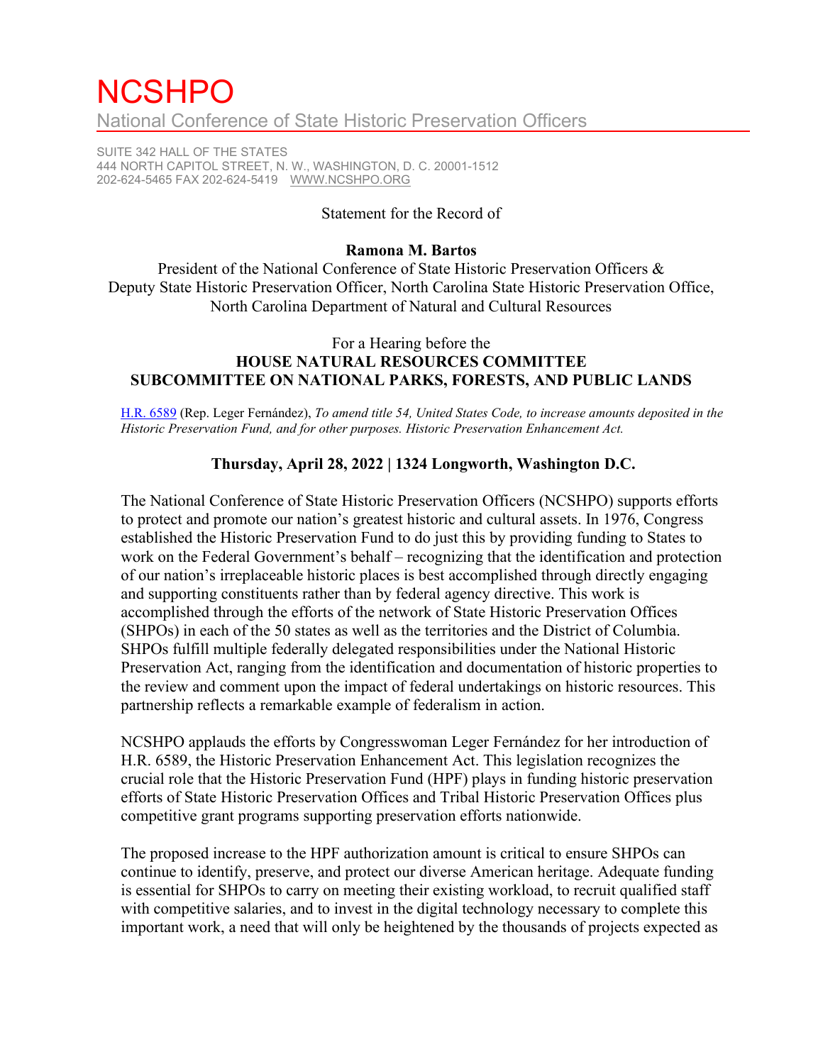# NCSHPO

National Conference of State Historic Preservation Officers

SUITE 342 HALL OF THE STATES
444 NORTH CAPITOL STREET, N. W., WASHINGTON, D. C. 20001-1512
202-624-5465 FAX 202-624-5419 WWW.NCSHPO.ORG

Statement for the Record of

**Ramona M. Bartos**

President of the National Conference of State Historic Preservation Officers &
Deputy State Historic Preservation Officer, North Carolina State Historic Preservation Office,
North Carolina Department of Natural and Cultural Resources

For a Hearing before the
**HOUSE NATURAL RESOURCES COMMITTEE**
**SUBCOMMITTEE ON NATIONAL PARKS, FORESTS, AND PUBLIC LANDS**

H.R. 6589 (Rep. Leger Fernández), *To amend title 54, United States Code, to increase amounts deposited in the Historic Preservation Fund, and for other purposes. Historic Preservation Enhancement Act.*

**Thursday, April 28, 2022 | 1324 Longworth, Washington D.C.**

The National Conference of State Historic Preservation Officers (NCSHPO) supports efforts to protect and promote our nation's greatest historic and cultural assets. In 1976, Congress established the Historic Preservation Fund to do just this by providing funding to States to work on the Federal Government's behalf – recognizing that the identification and protection of our nation's irreplaceable historic places is best accomplished through directly engaging and supporting constituents rather than by federal agency directive. This work is accomplished through the efforts of the network of State Historic Preservation Offices (SHPOs) in each of the 50 states as well as the territories and the District of Columbia. SHPOs fulfill multiple federally delegated responsibilities under the National Historic Preservation Act, ranging from the identification and documentation of historic properties to the review and comment upon the impact of federal undertakings on historic resources. This partnership reflects a remarkable example of federalism in action.

NCSHPO applauds the efforts by Congresswoman Leger Fernández for her introduction of H.R. 6589, the Historic Preservation Enhancement Act. This legislation recognizes the crucial role that the Historic Preservation Fund (HPF) plays in funding historic preservation efforts of State Historic Preservation Offices and Tribal Historic Preservation Offices plus competitive grant programs supporting preservation efforts nationwide.

The proposed increase to the HPF authorization amount is critical to ensure SHPOs can continue to identify, preserve, and protect our diverse American heritage. Adequate funding is essential for SHPOs to carry on meeting their existing workload, to recruit qualified staff with competitive salaries, and to invest in the digital technology necessary to complete this important work, a need that will only be heightened by the thousands of projects expected as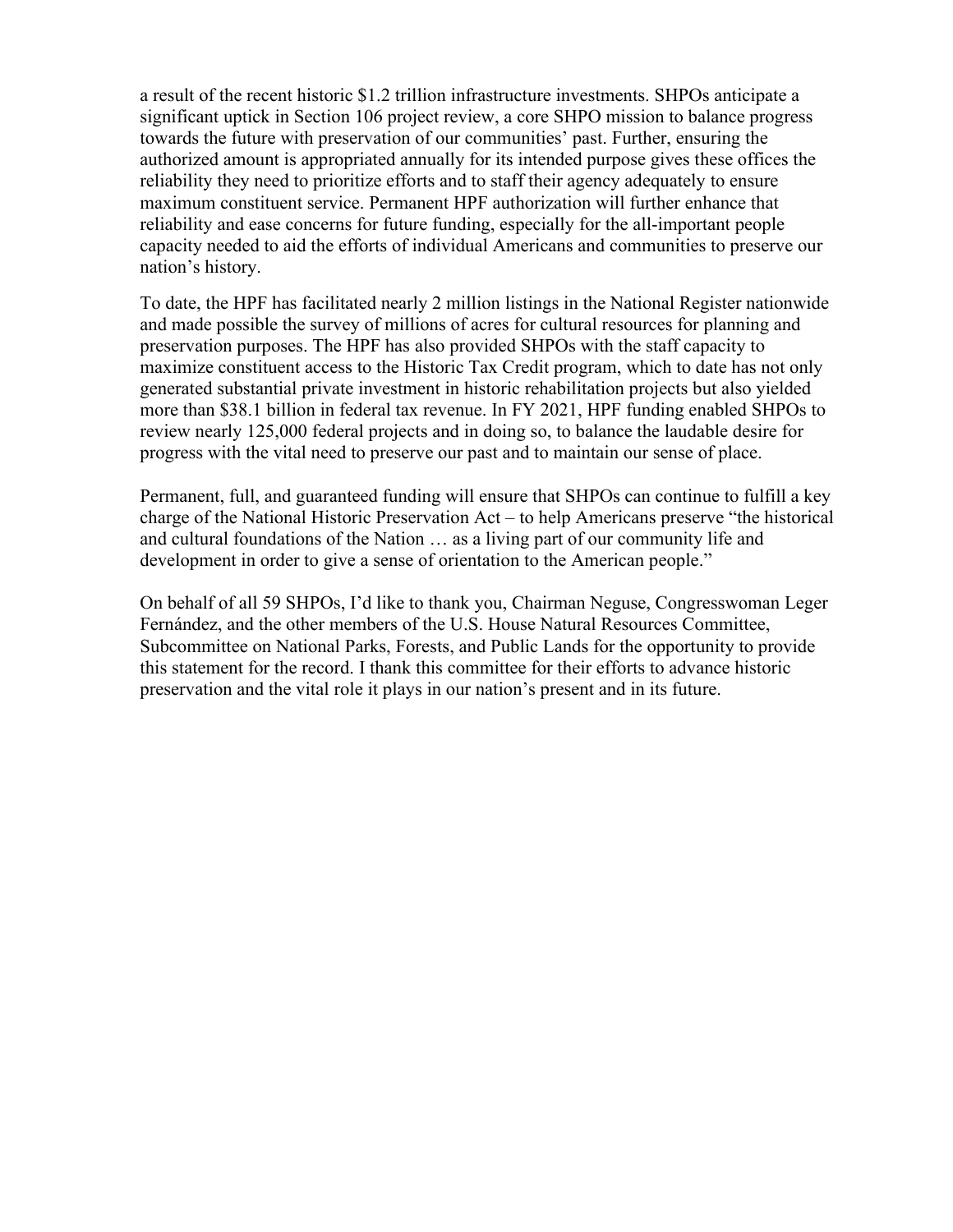a result of the recent historic $1.2 trillion infrastructure investments. SHPOs anticipate a significant uptick in Section 106 project review, a core SHPO mission to balance progress towards the future with preservation of our communities' past. Further, ensuring the authorized amount is appropriated annually for its intended purpose gives these offices the reliability they need to prioritize efforts and to staff their agency adequately to ensure maximum constituent service. Permanent HPF authorization will further enhance that reliability and ease concerns for future funding, especially for the all-important people capacity needed to aid the efforts of individual Americans and communities to preserve our nation's history.

To date, the HPF has facilitated nearly 2 million listings in the National Register nationwide and made possible the survey of millions of acres for cultural resources for planning and preservation purposes. The HPF has also provided SHPOs with the staff capacity to maximize constituent access to the Historic Tax Credit program, which to date has not only generated substantial private investment in historic rehabilitation projects but also yielded more than $38.1 billion in federal tax revenue. In FY 2021, HPF funding enabled SHPOs to review nearly 125,000 federal projects and in doing so, to balance the laudable desire for progress with the vital need to preserve our past and to maintain our sense of place.

Permanent, full, and guaranteed funding will ensure that SHPOs can continue to fulfill a key charge of the National Historic Preservation Act – to help Americans preserve "the historical and cultural foundations of the Nation … as a living part of our community life and development in order to give a sense of orientation to the American people."

On behalf of all 59 SHPOs, I'd like to thank you, Chairman Neguse, Congresswoman Leger Fernández, and the other members of the U.S. House Natural Resources Committee, Subcommittee on National Parks, Forests, and Public Lands for the opportunity to provide this statement for the record. I thank this committee for their efforts to advance historic preservation and the vital role it plays in our nation's present and in its future.